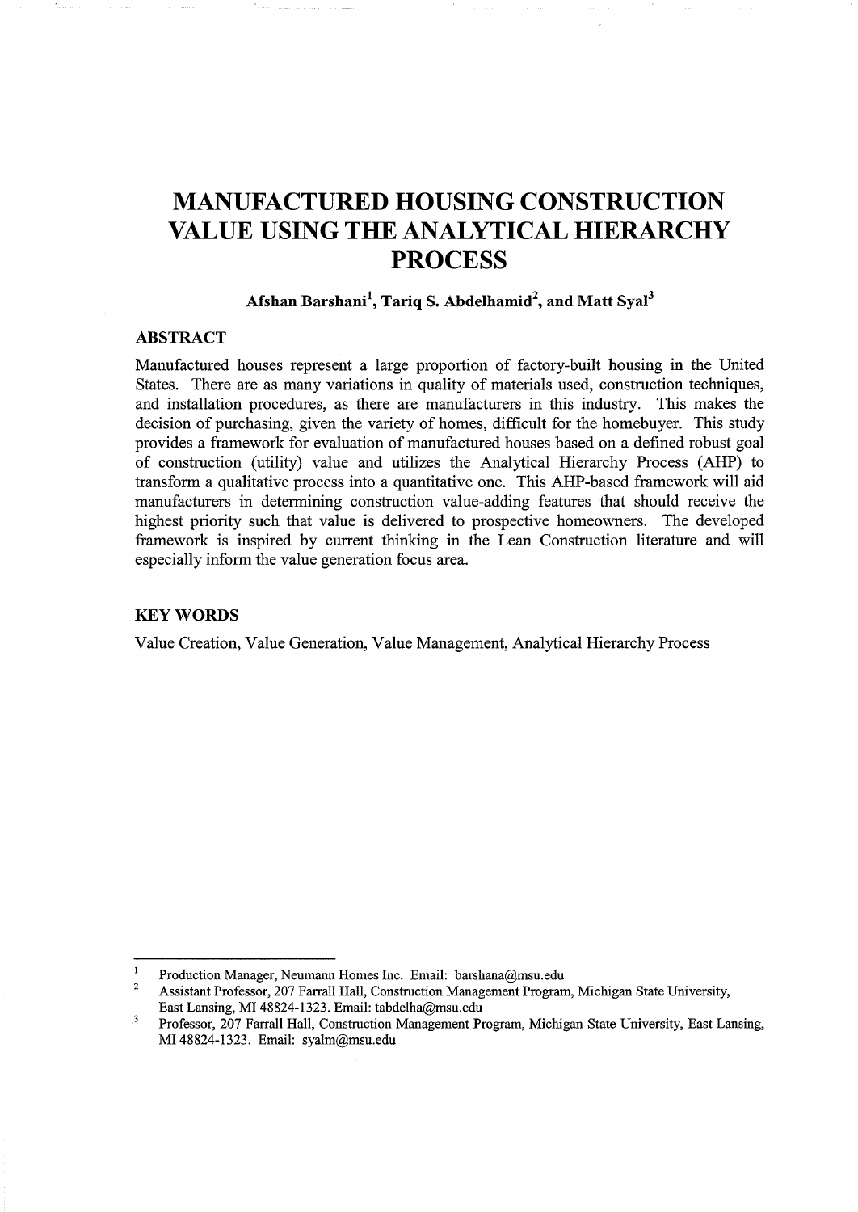# MANUFACTURED HOUSING CONSTRUCTION VALUE USING THE ANALYTICAL HIERARCHY PROCESS

**Afshan Barshani[1], Tariq S. Abdelhamid[2], and Matt Syal[3]**

## ABSTRACT

Manufactured houses represent a large proportion of factory-built housing in the United States. There are as many variations in quality of materials used, construction techniques, and installation procedures, as there are manufacturers in this industry. This makes the decision of purchasing, given the variety of homes, difficult for the homebuyer. This study provides a framework for evaluation of manufactured houses based on a defined robust goal of construction (utility) value and utilizes the Analytical Hierarchy Process (AHP) to transform a qualitative process into a quantitative one. This AHP-based framework will aid manufacturers in determining construction value-adding features that should receive the highest priority such that value is delivered to prospective homeowners. The developed framework is inspired by current thinking in the Lean Construction literature and will especially inform the value generation focus area.

## KEY WORDS

Value Creation, Value Generation, Value Management, Analytical Hierarchy Process

---

[1] Production Manager, Neumann Homes Inc. Email: barshana@msu.edu

[2] Assistant Professor, 207 Farrall Hall, Construction Management Program, Michigan State University, East Lansing, MI 48824-1323. Email: tabdelha@msu.edu

[3] Professor, 207 Farrall Hall, Construction Management Program, Michigan State University, East Lansing, MI 48824-1323. Email: syalm@msu.edu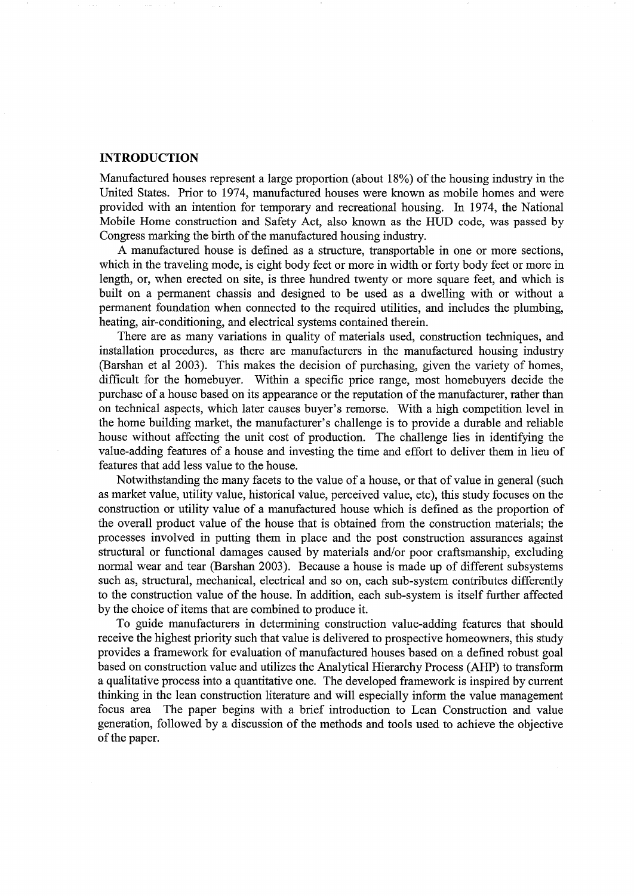## INTRODUCTION

Manufactured houses represent a large proportion (about 18%) of the housing industry in the United States. Prior to 1974, manufactured houses were known as mobile homes and were provided with an intention for temporary and recreational housing. In 1974, the National Mobile Home construction and Safety Act, also known as the HUD code, was passed by Congress marking the birth of the manufactured housing industry.

A manufactured house is defined as a structure, transportable in one or more sections, which in the traveling mode, is eight body feet or more in width or forty body feet or more in length, or, when erected on site, is three hundred twenty or more square feet, and which is built on a permanent chassis and designed to be used as a dwelling with or without a permanent foundation when connected to the required utilities, and includes the plumbing, heating, air-conditioning, and electrical systems contained therein.

There are as many variations in quality of materials used, construction techniques, and installation procedures, as there are manufacturers in the manufactured housing industry (Barshan et al 2003). This makes the decision of purchasing, given the variety of homes, difficult for the homebuyer. Within a specific price range, most homebuyers decide the purchase of a house based on its appearance or the reputation of the manufacturer, rather than on technical aspects, which later causes buyer's remorse. With a high competition level in the home building market, the manufacturer's challenge is to provide a durable and reliable house without affecting the unit cost of production. The challenge lies in identifying the value-adding features of a house and investing the time and effort to deliver them in lieu of features that add less value to the house.

Notwithstanding the many facets to the value of a house, or that of value in general (such as market value, utility value, historical value, perceived value, etc), this study focuses on the construction or utility value of a manufactured house which is defined as the proportion of the overall product value of the house that is obtained from the construction materials; the processes involved in putting them in place and the post construction assurances against structural or functional damages caused by materials and/or poor craftsmanship, excluding normal wear and tear (Barshan 2003). Because a house is made up of different subsystems such as, structural, mechanical, electrical and so on, each sub-system contributes differently to the construction value of the house. In addition, each sub-system is itself further affected by the choice of items that are combined to produce it.

To guide manufacturers in determining construction value-adding features that should receive the highest priority such that value is delivered to prospective homeowners, this study provides a framework for evaluation of manufactured houses based on a defined robust goal based on construction value and utilizes the Analytical Hierarchy Process (AHP) to transform a qualitative process into a quantitative one. The developed framework is inspired by current thinking in the lean construction literature and will especially inform the value management focus area The paper begins with a brief introduction to Lean Construction and value generation, followed by a discussion of the methods and tools used to achieve the objective of the paper.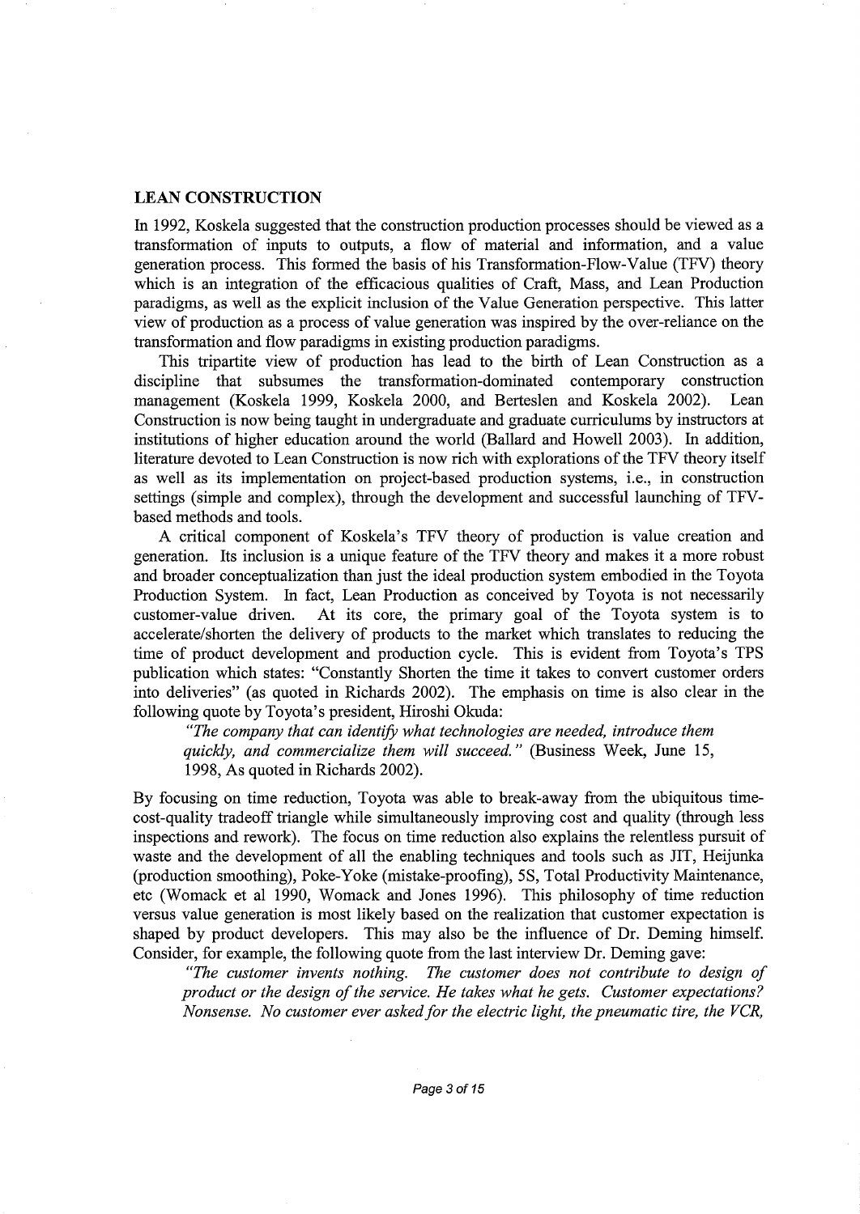## LEAN CONSTRUCTION

In 1992, Koskela suggested that the construction production processes should be viewed as a transformation of inputs to outputs, a flow of material and information, and a value generation process. This formed the basis of his Transformation-Flow-Value (TFV) theory which is an integration of the efficacious qualities of Craft, Mass, and Lean Production paradigms, as well as the explicit inclusion of the Value Generation perspective. This latter view of production as a process of value generation was inspired by the over-reliance on the transformation and flow paradigms in existing production paradigms.

This tripartite view of production has lead to the birth of Lean Construction as a discipline that subsumes the transformation-dominated contemporary construction management (Koskela 1999, Koskela 2000, and Berteslen and Koskela 2002). Lean Construction is now being taught in undergraduate and graduate curriculums by instructors at institutions of higher education around the world (Ballard and Howell 2003). In addition, literature devoted to Lean Construction is now rich with explorations of the TFV theory itself as well as its implementation on project-based production systems, i.e., in construction settings (simple and complex), through the development and successful launching of TFV-based methods and tools.

A critical component of Koskela's TFV theory of production is value creation and generation. Its inclusion is a unique feature of the TFV theory and makes it a more robust and broader conceptualization than just the ideal production system embodied in the Toyota Production System. In fact, Lean Production as conceived by Toyota is not necessarily customer-value driven. At its core, the primary goal of the Toyota system is to accelerate/shorten the delivery of products to the market which translates to reducing the time of product development and production cycle. This is evident from Toyota's TPS publication which states: "Constantly Shorten the time it takes to convert customer orders into deliveries" (as quoted in Richards 2002). The emphasis on time is also clear in the following quote by Toyota's president, Hiroshi Okuda:

> *"The company that can identify what technologies are needed, introduce them quickly, and commercialize them will succeed."* (Business Week, June 15, 1998, As quoted in Richards 2002).

By focusing on time reduction, Toyota was able to break-away from the ubiquitous time-cost-quality tradeoff triangle while simultaneously improving cost and quality (through less inspections and rework). The focus on time reduction also explains the relentless pursuit of waste and the development of all the enabling techniques and tools such as JIT, Heijunka (production smoothing), Poke-Yoke (mistake-proofing), 5S, Total Productivity Maintenance, etc (Womack et al 1990, Womack and Jones 1996). This philosophy of time reduction versus value generation is most likely based on the realization that customer expectation is shaped by product developers. This may also be the influence of Dr. Deming himself. Consider, for example, the following quote from the last interview Dr. Deming gave:

> *"The customer invents nothing. The customer does not contribute to design of product or the design of the service. He takes what he gets. Customer expectations? Nonsense. No customer ever asked for the electric light, the pneumatic tire, the VCR,*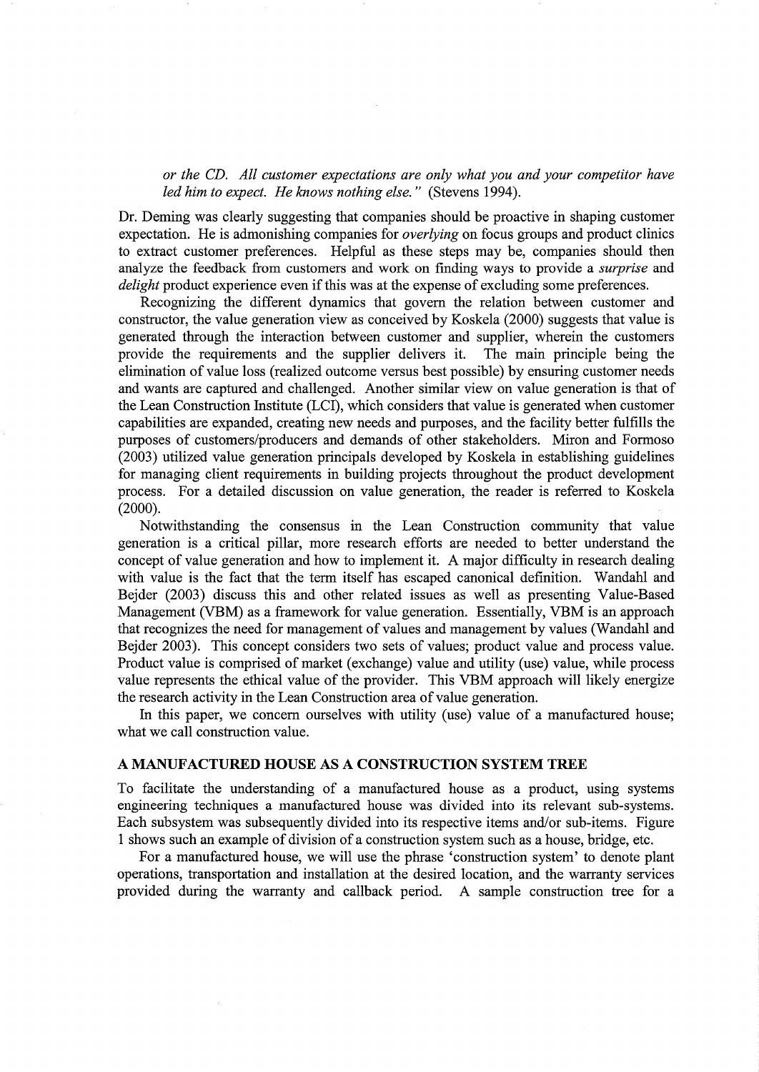*or the CD. All customer expectations are only what you and your competitor have led him to expect. He knows nothing else."* (Stevens 1994).

Dr. Deming was clearly suggesting that companies should be proactive in shaping customer expectation. He is admonishing companies for *overlying* on focus groups and product clinics to extract customer preferences. Helpful as these steps may be, companies should then analyze the feedback from customers and work on finding ways to provide a *surprise* and *delight* product experience even if this was at the expense of excluding some preferences.

Recognizing the different dynamics that govern the relation between customer and constructor, the value generation view as conceived by Koskela (2000) suggests that value is generated through the interaction between customer and supplier, wherein the customers provide the requirements and the supplier delivers it. The main principle being the elimination of value loss (realized outcome versus best possible) by ensuring customer needs and wants are captured and challenged. Another similar view on value generation is that of the Lean Construction Institute (LCI), which considers that value is generated when customer capabilities are expanded, creating new needs and purposes, and the facility better fulfills the purposes of customers/producers and demands of other stakeholders. Miron and Formoso (2003) utilized value generation principals developed by Koskela in establishing guidelines for managing client requirements in building projects throughout the product development process. For a detailed discussion on value generation, the reader is referred to Koskela (2000).

Notwithstanding the consensus in the Lean Construction community that value generation is a critical pillar, more research efforts are needed to better understand the concept of value generation and how to implement it. A major difficulty in research dealing with value is the fact that the term itself has escaped canonical definition. Wandahl and Bejder (2003) discuss this and other related issues as well as presenting Value-Based Management (VBM) as a framework for value generation. Essentially, VBM is an approach that recognizes the need for management of values and management by values (Wandahl and Bejder 2003). This concept considers two sets of values; product value and process value. Product value is comprised of market (exchange) value and utility (use) value, while process value represents the ethical value of the provider. This VBM approach will likely energize the research activity in the Lean Construction area of value generation.

In this paper, we concern ourselves with utility (use) value of a manufactured house; what we call construction value.

## A MANUFACTURED HOUSE AS A CONSTRUCTION SYSTEM TREE

To facilitate the understanding of a manufactured house as a product, using systems engineering techniques a manufactured house was divided into its relevant sub-systems. Each subsystem was subsequently divided into its respective items and/or sub-items. Figure 1 shows such an example of division of a construction system such as a house, bridge, etc.

For a manufactured house, we will use the phrase 'construction system' to denote plant operations, transportation and installation at the desired location, and the warranty services provided during the warranty and callback period. A sample construction tree for a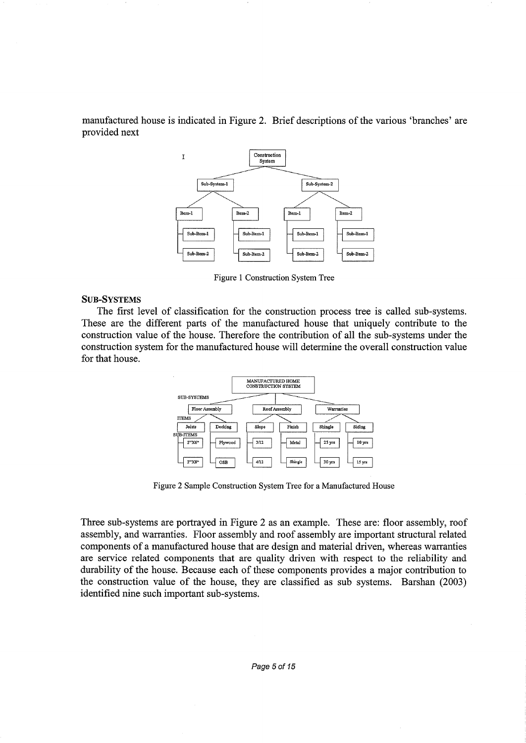manufactured house is indicated in Figure 2. Brief descriptions of the various 'branches' are provided next

Figure 1 Construction System Tree

### SUB-SYSTEMS

The first level of classification for the construction process tree is called sub-systems. These are the different parts of the manufactured house that uniquely contribute to the construction value of the house. Therefore the contribution of all the sub-systems under the construction system for the manufactured house will determine the overall construction value for that house.

Figure 2 Sample Construction System Tree for a Manufactured House

Three sub-systems are portrayed in Figure 2 as an example. These are: floor assembly, roof assembly, and warranties. Floor assembly and roof assembly are important structural related components of a manufactured house that are design and material driven, whereas warranties are service related components that are quality driven with respect to the reliability and durability of the house. Because each of these components provides a major contribution to the construction value of the house, they are classified as sub systems. Barshan (2003) identified nine such important sub-systems.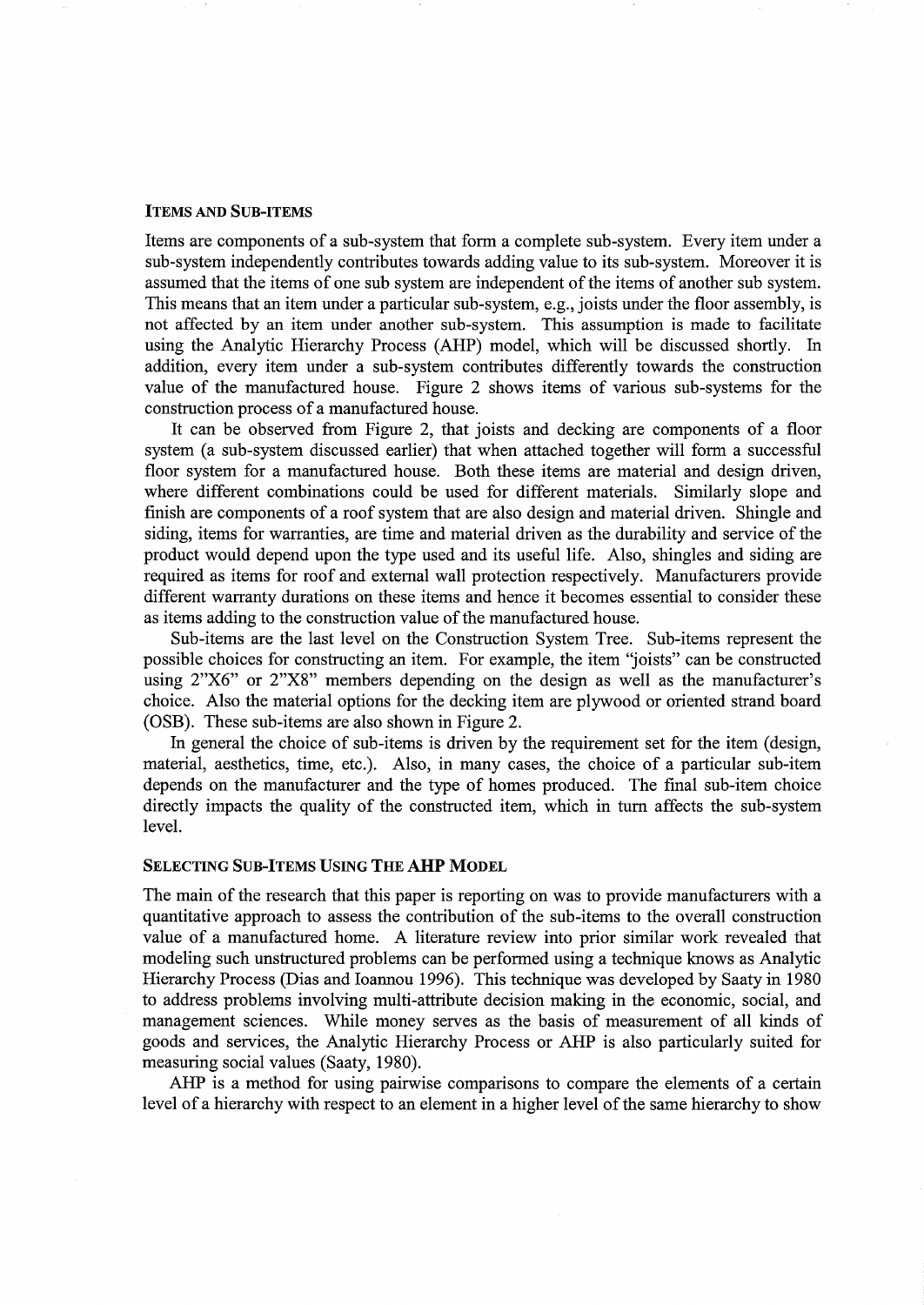### ITEMS AND SUB-ITEMS

Items are components of a sub-system that form a complete sub-system. Every item under a sub-system independently contributes towards adding value to its sub-system. Moreover it is assumed that the items of one sub system are independent of the items of another sub system. This means that an item under a particular sub-system, e.g., joists under the floor assembly, is not affected by an item under another sub-system. This assumption is made to facilitate using the Analytic Hierarchy Process (AHP) model, which will be discussed shortly. In addition, every item under a sub-system contributes differently towards the construction value of the manufactured house. Figure 2 shows items of various sub-systems for the construction process of a manufactured house.

It can be observed from Figure 2, that joists and decking are components of a floor system (a sub-system discussed earlier) that when attached together will form a successful floor system for a manufactured house. Both these items are material and design driven, where different combinations could be used for different materials. Similarly slope and finish are components of a roof system that are also design and material driven. Shingle and siding, items for warranties, are time and material driven as the durability and service of the product would depend upon the type used and its useful life. Also, shingles and siding are required as items for roof and external wall protection respectively. Manufacturers provide different warranty durations on these items and hence it becomes essential to consider these as items adding to the construction value of the manufactured house.

Sub-items are the last level on the Construction System Tree. Sub-items represent the possible choices for constructing an item. For example, the item "joists" can be constructed using 2"X6" or 2"X8" members depending on the design as well as the manufacturer's choice. Also the material options for the decking item are plywood or oriented strand board (OSB). These sub-items are also shown in Figure 2.

In general the choice of sub-items is driven by the requirement set for the item (design, material, aesthetics, time, etc.). Also, in many cases, the choice of a particular sub-item depends on the manufacturer and the type of homes produced. The final sub-item choice directly impacts the quality of the constructed item, which in turn affects the sub-system level.

### SELECTING SUB-ITEMS USING THE AHP MODEL

The main of the research that this paper is reporting on was to provide manufacturers with a quantitative approach to assess the contribution of the sub-items to the overall construction value of a manufactured home. A literature review into prior similar work revealed that modeling such unstructured problems can be performed using a technique knows as Analytic Hierarchy Process (Dias and Ioannou 1996). This technique was developed by Saaty in 1980 to address problems involving multi-attribute decision making in the economic, social, and management sciences. While money serves as the basis of measurement of all kinds of goods and services, the Analytic Hierarchy Process or AHP is also particularly suited for measuring social values (Saaty, 1980).

AHP is a method for using pairwise comparisons to compare the elements of a certain level of a hierarchy with respect to an element in a higher level of the same hierarchy to show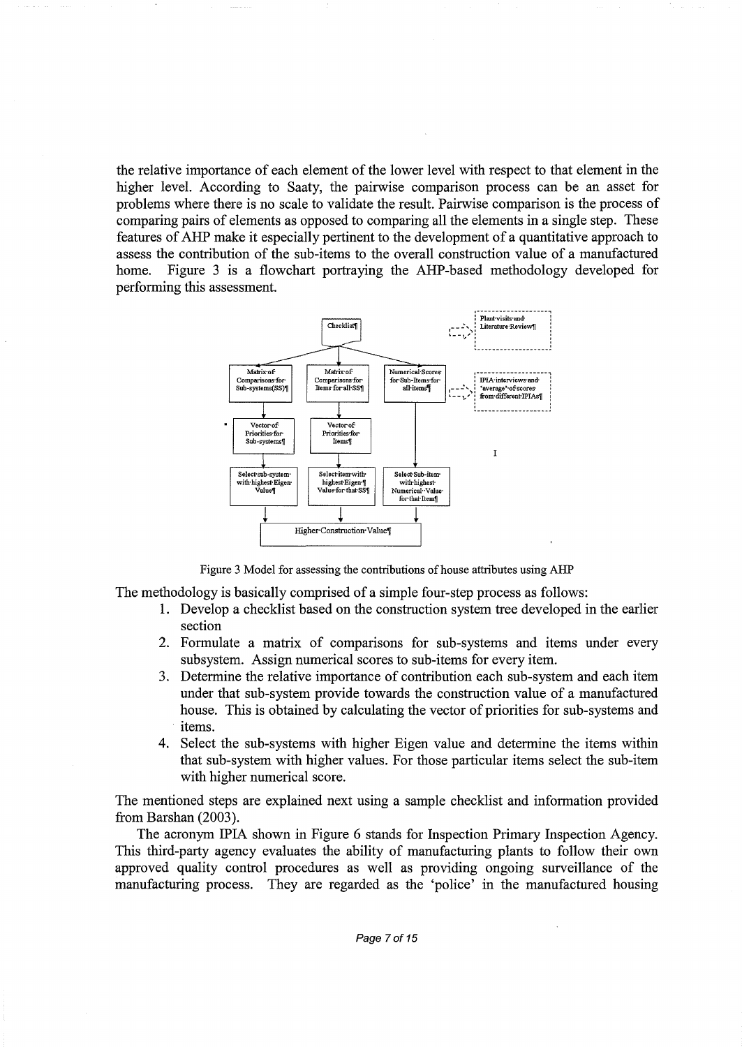the relative importance of each element of the lower level with respect to that element in the higher level. According to Saaty, the pairwise comparison process can be an asset for problems where there is no scale to validate the result. Pairwise comparison is the process of comparing pairs of elements as opposed to comparing all the elements in a single step. These features of AHP make it especially pertinent to the development of a quantitative approach to assess the contribution of the sub-items to the overall construction value of a manufactured home. Figure 3 is a flowchart portraying the AHP-based methodology developed for performing this assessment.

Figure 3 Model for assessing the contributions of house attributes using AHP

The methodology is basically comprised of a simple four-step process as follows:

1. Develop a checklist based on the construction system tree developed in the earlier section
2. Formulate a matrix of comparisons for sub-systems and items under every subsystem. Assign numerical scores to sub-items for every item.
3. Determine the relative importance of contribution each sub-system and each item under that sub-system provide towards the construction value of a manufactured house. This is obtained by calculating the vector of priorities for sub-systems and items.
4. Select the sub-systems with higher Eigen value and determine the items within that sub-system with higher values. For those particular items select the sub-item with higher numerical score.

The mentioned steps are explained next using a sample checklist and information provided from Barshan (2003).

The acronym IPIA shown in Figure 6 stands for Inspection Primary Inspection Agency. This third-party agency evaluates the ability of manufacturing plants to follow their own approved quality control procedures as well as providing ongoing surveillance of the manufacturing process. They are regarded as the 'police' in the manufactured housing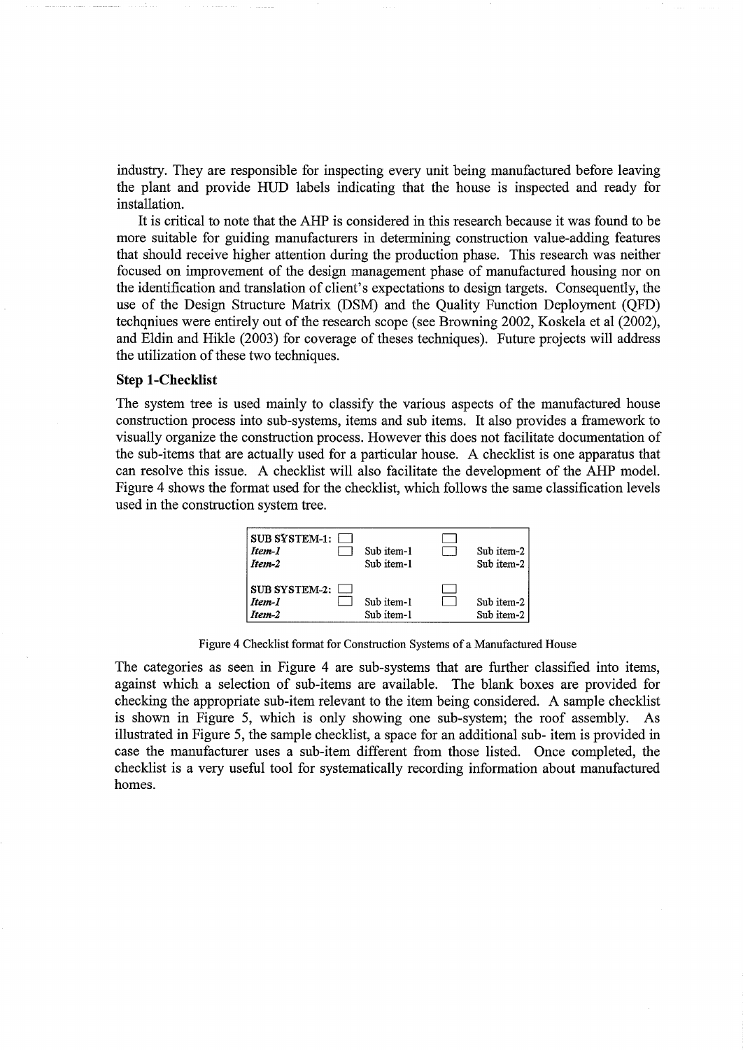industry. They are responsible for inspecting every unit being manufactured before leaving the plant and provide HUD labels indicating that the house is inspected and ready for installation.

It is critical to note that the AHP is considered in this research because it was found to be more suitable for guiding manufacturers in determining construction value-adding features that should receive higher attention during the production phase. This research was neither focused on improvement of the design management phase of manufactured housing nor on the identification and translation of client's expectations to design targets. Consequently, the use of the Design Structure Matrix (DSM) and the Quality Function Deployment (QFD) techqniues were entirely out of the research scope (see Browning 2002, Koskela et al (2002), and Eldin and Hikle (2003) for coverage of theses techniques). Future projects will address the utilization of these two techniques.

### Step 1-Checklist

The system tree is used mainly to classify the various aspects of the manufactured house construction process into sub-systems, items and sub items. It also provides a framework to visually organize the construction process. However this does not facilitate documentation of the sub-items that are actually used for a particular house. A checklist is one apparatus that can resolve this issue. A checklist will also facilitate the development of the AHP model. Figure 4 shows the format used for the checklist, which follows the same classification levels used in the construction system tree.

| | | | | |
|---|---|---|---|---|
| **SUB SYSTEM-1:** ☐ | | | ☐ | |
| ***Item-1*** | ☐ | Sub item-1 | ☐ | Sub item-2 |
| ***Item-2*** | | Sub item-1 | | Sub item-2 |
| **SUB SYSTEM-2:** ☐ | | | ☐ | |
| ***Item-1*** | ☐ | Sub item-1 | ☐ | Sub item-2 |
| ***Item-2*** | | Sub item-1 | | Sub item-2 |

Figure 4 Checklist format for Construction Systems of a Manufactured House

The categories as seen in Figure 4 are sub-systems that are further classified into items, against which a selection of sub-items are available. The blank boxes are provided for checking the appropriate sub-item relevant to the item being considered. A sample checklist is shown in Figure 5, which is only showing one sub-system; the roof assembly. As illustrated in Figure 5, the sample checklist, a space for an additional sub- item is provided in case the manufacturer uses a sub-item different from those listed. Once completed, the checklist is a very useful tool for systematically recording information about manufactured homes.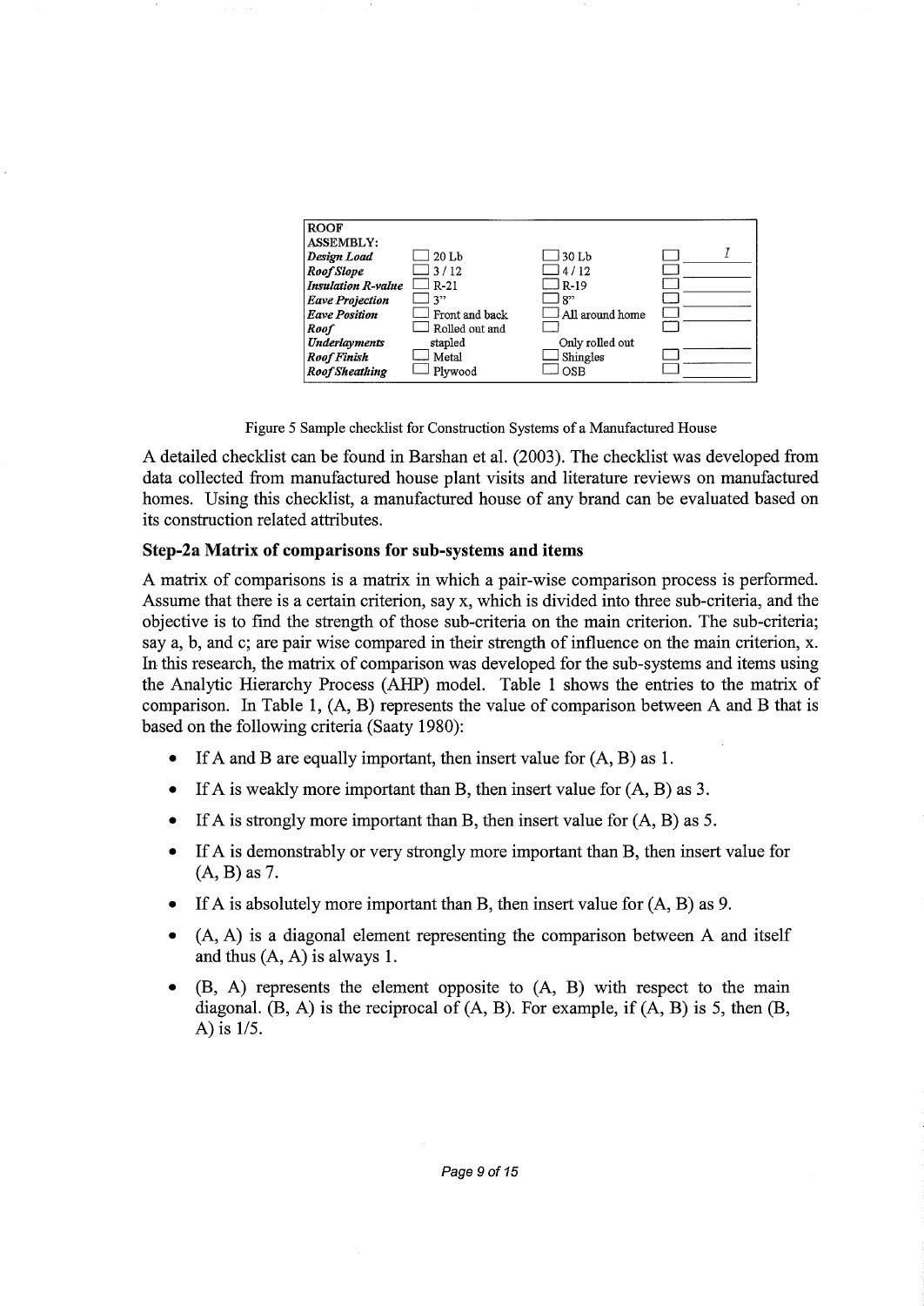| ROOF ASSEMBLY: | | | |
|---|---|---|---|
| *Design Load* | ☐ 20 Lb | ☐ 30 Lb | ☐ ______ I |
| *Roof Slope* | ☐ 3 / 12 | ☐ 4 / 12 | ☐ ______ |
| *Insulation R-value* | ☐ R-21 | ☐ R-19 | ☐ ______ |
| *Eave Projection* | ☐ 3" | ☐ 8" | ☐ ______ |
| *Eave Position* | ☐ Front and back | ☐ All around home | ☐ ______ |
| *Roof Underlayments* | ☐ Rolled out and stapled | ☐ Only rolled out | ☐ ______ |
| *Roof Finish* | ☐ Metal | ☐ Shingles | ☐ ______ |
| *Roof Sheathing* | ☐ Plywood | ☐ OSB | ☐ ______ |

Figure 5 Sample checklist for Construction Systems of a Manufactured House

A detailed checklist can be found in Barshan et al. (2003). The checklist was developed from data collected from manufactured house plant visits and literature reviews on manufactured homes. Using this checklist, a manufactured house of any brand can be evaluated based on its construction related attributes.

### Step-2a Matrix of comparisons for sub-systems and items

A matrix of comparisons is a matrix in which a pair-wise comparison process is performed. Assume that there is a certain criterion, say x, which is divided into three sub-criteria, and the objective is to find the strength of those sub-criteria on the main criterion. The sub-criteria; say a, b, and c; are pair wise compared in their strength of influence on the main criterion, x. In this research, the matrix of comparison was developed for the sub-systems and items using the Analytic Hierarchy Process (AHP) model. Table 1 shows the entries to the matrix of comparison. In Table 1, (A, B) represents the value of comparison between A and B that is based on the following criteria (Saaty 1980):

- If A and B are equally important, then insert value for (A, B) as 1.
- If A is weakly more important than B, then insert value for (A, B) as 3.
- If A is strongly more important than B, then insert value for (A, B) as 5.
- If A is demonstrably or very strongly more important than B, then insert value for (A, B) as 7.
- If A is absolutely more important than B, then insert value for (A, B) as 9.
- (A, A) is a diagonal element representing the comparison between A and itself and thus (A, A) is always 1.
- (B, A) represents the element opposite to (A, B) with respect to the main diagonal. (B, A) is the reciprocal of (A, B). For example, if (A, B) is 5, then (B, A) is 1/5.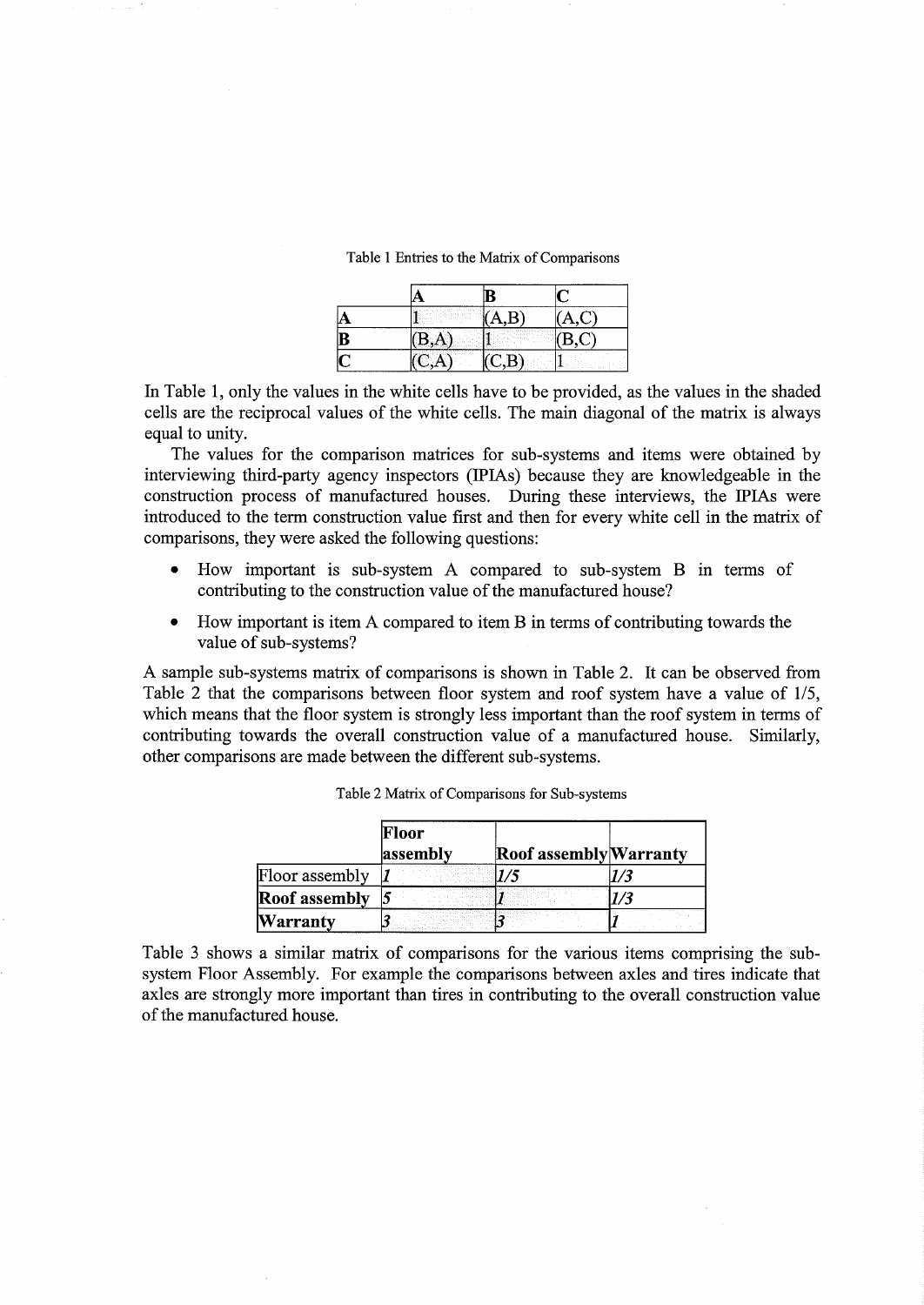Table 1 Entries to the Matrix of Comparisons

| | A | B | C |
|---|---|---|---|
| A | 1 | (A,B) | (A,C) |
| B | (B,A) | 1 | (B,C) |
| C | (C,A) | (C,B) | 1 |

In Table 1, only the values in the white cells have to be provided, as the values in the shaded cells are the reciprocal values of the white cells. The main diagonal of the matrix is always equal to unity.

The values for the comparison matrices for sub-systems and items were obtained by interviewing third-party agency inspectors (IPIAs) because they are knowledgeable in the construction process of manufactured houses. During these interviews, the IPIAs were introduced to the term construction value first and then for every white cell in the matrix of comparisons, they were asked the following questions:

- How important is sub-system A compared to sub-system B in terms of contributing to the construction value of the manufactured house?
- How important is item A compared to item B in terms of contributing towards the value of sub-systems?

A sample sub-systems matrix of comparisons is shown in Table 2. It can be observed from Table 2 that the comparisons between floor system and roof system have a value of 1/5, which means that the floor system is strongly less important than the roof system in terms of contributing towards the overall construction value of a manufactured house. Similarly, other comparisons are made between the different sub-systems.

Table 2 Matrix of Comparisons for Sub-systems

| | **Floor assembly** | **Roof assembly** | **Warranty** |
|---|---|---|---|
| Floor assembly | *1* | *1/5* | *1/3* |
| **Roof assembly** | *5* | *1* | *1/3* |
| **Warranty** | *3* | *3* | *1* |

Table 3 shows a similar matrix of comparisons for the various items comprising the sub-system Floor Assembly. For example the comparisons between axles and tires indicate that axles are strongly more important than tires in contributing to the overall construction value of the manufactured house.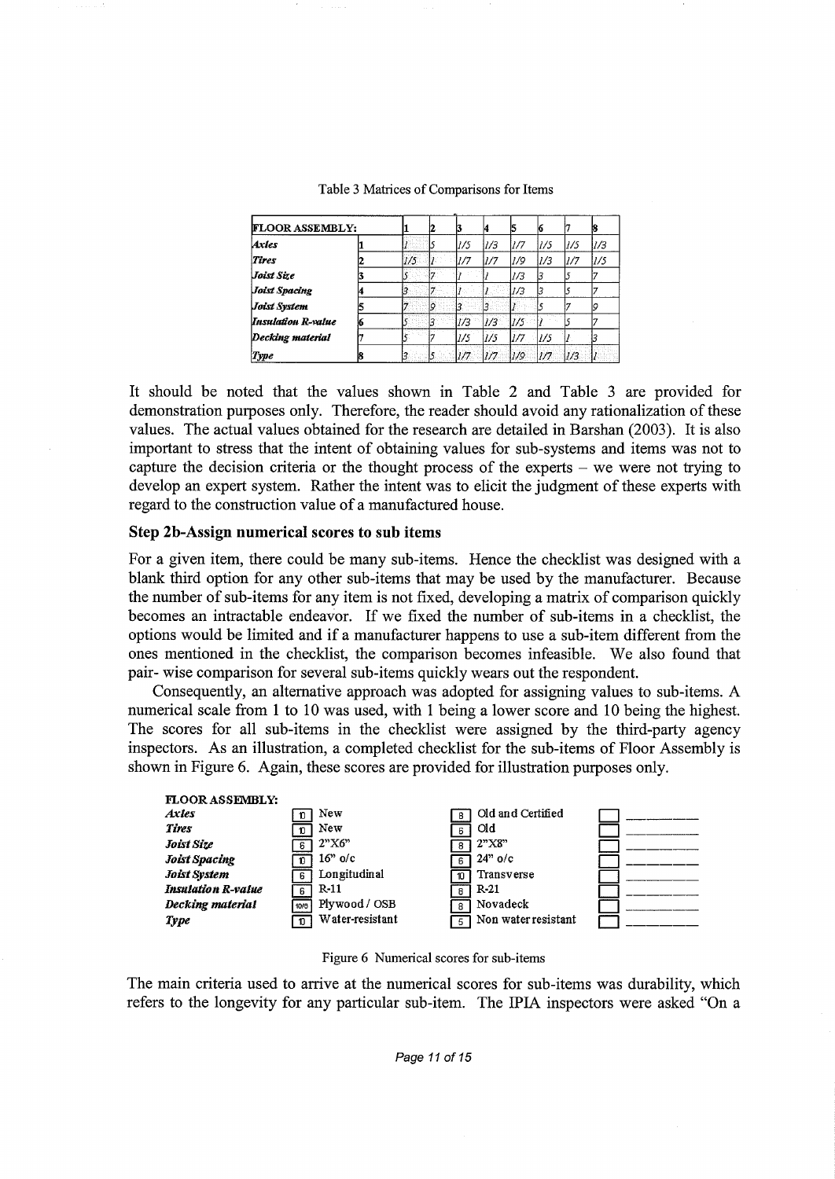Table 3 Matrices of Comparisons for Items

| FLOOR ASSEMBLY: | | 1 | 2 | 3 | 4 | 5 | 6 | 7 | 8 |
|---|---|---|---|---|---|---|---|---|---|
| *Axles* | 1 | 1 | 5 | 1/5 | 1/3 | 1/7 | 1/5 | 1/5 | 1/3 |
| *Tires* | 2 | 1/5 | 1 | 1/7 | 1/7 | 1/9 | 1/3 | 1/7 | 1/5 |
| *Joist Size* | 3 | 5 | 7 | 1 | 1 | 1/3 | 3 | 5 | 7 |
| *Joist Spacing* | 4 | 3 | 7 | 1 | 1 | 1/3 | 3 | 5 | 7 |
| *Joist System* | 5 | 7 | 9 | 3 | 3 | 1 | 5 | 7 | 9 |
| *Insulation R-value* | 6 | 5 | 3 | 1/3 | 1/3 | 1/5 | 1 | 5 | 7 |
| *Decking material* | 7 | 5 | 7 | 1/5 | 1/5 | 1/7 | 1/5 | 1 | 3 |
| *Type* | 8 | 3 | 5 | 1/7 | 1/7 | 1/9 | 1/7 | 1/3 | 1 |

It should be noted that the values shown in Table 2 and Table 3 are provided for demonstration purposes only. Therefore, the reader should avoid any rationalization of these values. The actual values obtained for the research are detailed in Barshan (2003). It is also important to stress that the intent of obtaining values for sub-systems and items was not to capture the decision criteria or the thought process of the experts – we were not trying to develop an expert system. Rather the intent was to elicit the judgment of these experts with regard to the construction value of a manufactured house.

### Step 2b-Assign numerical scores to sub items

For a given item, there could be many sub-items. Hence the checklist was designed with a blank third option for any other sub-items that may be used by the manufacturer. Because the number of sub-items for any item is not fixed, developing a matrix of comparison quickly becomes an intractable endeavor. If we fixed the number of sub-items in a checklist, the options would be limited and if a manufacturer happens to use a sub-item different from the ones mentioned in the checklist, the comparison becomes infeasible. We also found that pair- wise comparison for several sub-items quickly wears out the respondent.

Consequently, an alternative approach was adopted for assigning values to sub-items. A numerical scale from 1 to 10 was used, with 1 being a lower score and 10 being the highest. The scores for all sub-items in the checklist were assigned by the third-party agency inspectors. As an illustration, a completed checklist for the sub-items of Floor Assembly is shown in Figure 6. Again, these scores are provided for illustration purposes only.

| FLOOR ASSEMBLY: | | | | | | |
|---|---|---|---|---|---|---|
| *Axles* | 10 | New | 8 | Old and Certified | | ________ |
| *Tires* | 10 | New | 6 | Old | | ________ |
| *Joist Size* | 6 | 2"X6" | 8 | 2"X8" | | ________ |
| *Joist Spacing* | 10 | 16" o/c | 6 | 24" o/c | | ________ |
| *Joist System* | 6 | Longitudinal | 10 | Transverse | | ________ |
| *Insulation R-value* | 6 | R-11 | 8 | R-21 | | ________ |
| *Decking material* | 10/8 | Plywood / OSB | 8 | Novadeck | | ________ |
| *Type* | 10 | Water-resistant | 5 | Non water resistant | | ________ |

Figure 6 Numerical scores for sub-items

The main criteria used to arrive at the numerical scores for sub-items was durability, which refers to the longevity for any particular sub-item. The IPIA inspectors were asked "On a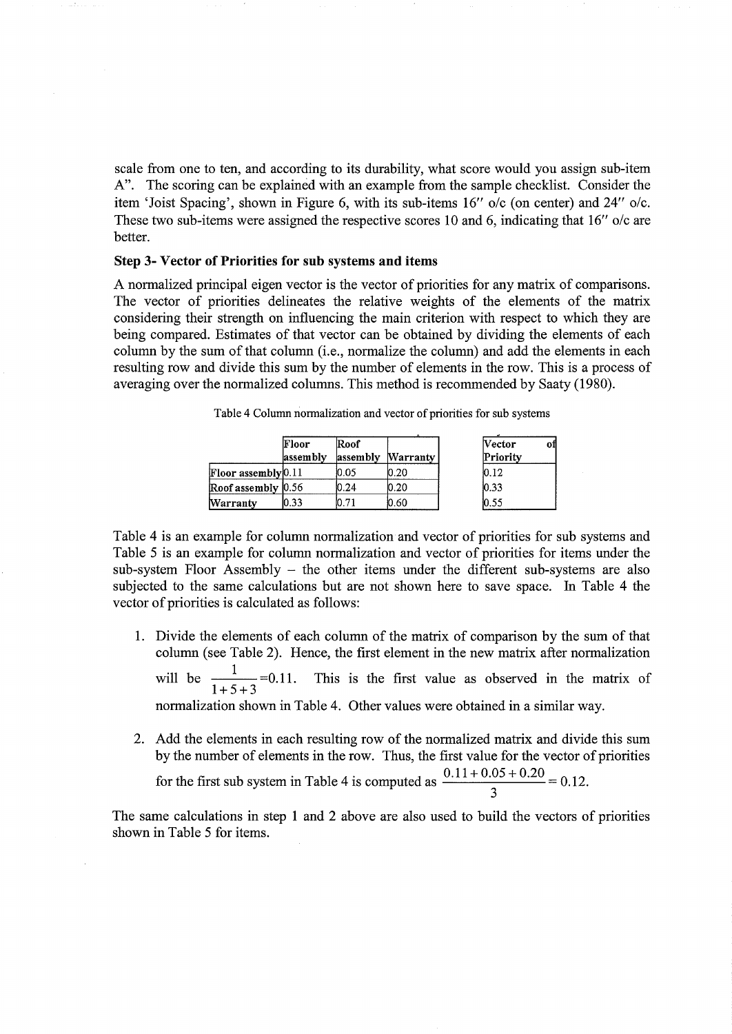scale from one to ten, and according to its durability, what score would you assign sub-item A". The scoring can be explained with an example from the sample checklist. Consider the item 'Joist Spacing', shown in Figure 6, with its sub-items 16" o/c (on center) and 24" o/c. These two sub-items were assigned the respective scores 10 and 6, indicating that 16" o/c are better.

**Step 3- Vector of Priorities for sub systems and items**

A normalized principal eigen vector is the vector of priorities for any matrix of comparisons. The vector of priorities delineates the relative weights of the elements of the matrix considering their strength on influencing the main criterion with respect to which they are being compared. Estimates of that vector can be obtained by dividing the elements of each column by the sum of that column (i.e., normalize the column) and add the elements in each resulting row and divide this sum by the number of elements in the row. This is a process of averaging over the normalized columns. This method is recommended by Saaty (1980).

Table 4 Column normalization and vector of priorities for sub systems

| | Floor assembly | Roof assembly | Warranty | Vector of Priority |
|---|---|---|---|---|
| Floor assembly | 0.11 | 0.05 | 0.20 | 0.12 |
| Roof assembly | 0.56 | 0.24 | 0.20 | 0.33 |
| Warranty | 0.33 | 0.71 | 0.60 | 0.55 |

Table 4 is an example for column normalization and vector of priorities for sub systems and Table 5 is an example for column normalization and vector of priorities for items under the sub-system Floor Assembly – the other items under the different sub-systems are also subjected to the same calculations but are not shown here to save space. In Table 4 the vector of priorities is calculated as follows:

1. Divide the elements of each column of the matrix of comparison by the sum of that column (see Table 2). Hence, the first element in the new matrix after normalization will be $\frac{1}{1+5+3}$=0.11. This is the first value as observed in the matrix of normalization shown in Table 4. Other values were obtained in a similar way.

2. Add the elements in each resulting row of the normalized matrix and divide this sum by the number of elements in the row. Thus, the first value for the vector of priorities for the first sub system in Table 4 is computed as $\frac{0.11+0.05+0.20}{3} = 0.12$.

The same calculations in step 1 and 2 above are also used to build the vectors of priorities shown in Table 5 for items.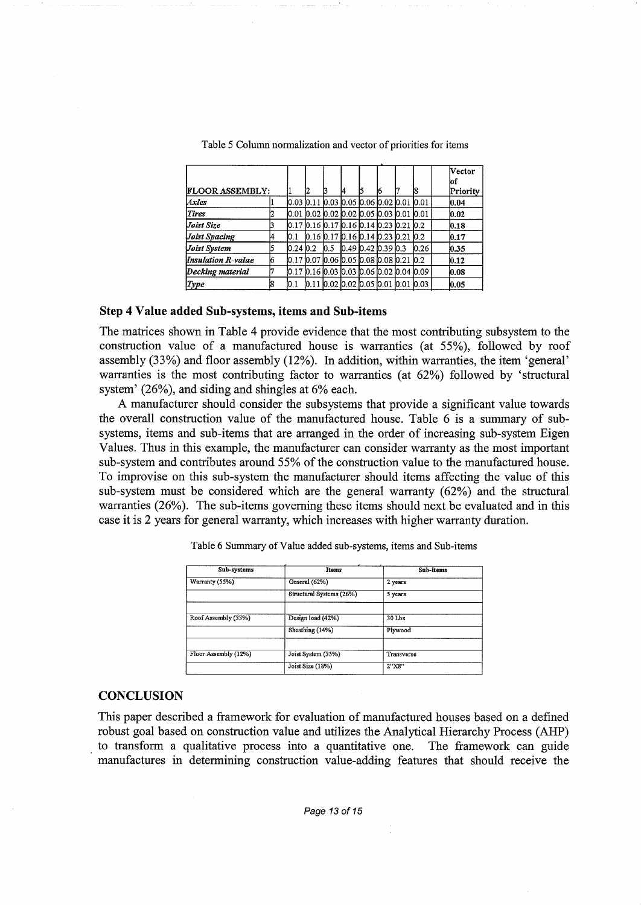Table 5 Column normalization and vector of priorities for items

| FLOOR ASSEMBLY: | | 1 | 2 | 3 | 4 | 5 | 6 | 7 | 8 | Vector of Priority |
|---|---|---|---|---|---|---|---|---|---|---|
| *Axles* | 1 | 0.03 | 0.11 | 0.03 | 0.05 | 0.06 | 0.02 | 0.01 | 0.01 | **0.04** |
| *Tires* | 2 | 0.01 | 0.02 | 0.02 | 0.02 | 0.05 | 0.03 | 0.01 | 0.01 | **0.02** |
| *Joist Size* | 3 | 0.17 | 0.16 | 0.17 | 0.16 | 0.14 | 0.23 | 0.21 | 0.2 | **0.18** |
| *Joist Spacing* | 4 | 0.1 | 0.16 | 0.17 | 0.16 | 0.14 | 0.23 | 0.21 | 0.2 | **0.17** |
| *Joist System* | 5 | 0.24 | 0.2 | 0.5 | 0.49 | 0.42 | 0.39 | 0.3 | 0.26 | **0.35** |
| *Insulation R-value* | 6 | 0.17 | 0.07 | 0.06 | 0.05 | 0.08 | 0.08 | 0.21 | 0.2 | **0.12** |
| *Decking material* | 7 | 0.17 | 0.16 | 0.03 | 0.03 | 0.06 | 0.02 | 0.04 | 0.09 | **0.08** |
| *Type* | 8 | 0.1 | 0.11 | 0.02 | 0.02 | 0.05 | 0.01 | 0.01 | 0.03 | **0.05** |

### Step 4 Value added Sub-systems, items and Sub-items

The matrices shown in Table 4 provide evidence that the most contributing subsystem to the construction value of a manufactured house is warranties (at 55%), followed by roof assembly (33%) and floor assembly (12%). In addition, within warranties, the item 'general' warranties is the most contributing factor to warranties (at 62%) followed by 'structural system' (26%), and siding and shingles at 6% each.

A manufacturer should consider the subsystems that provide a significant value towards the overall construction value of the manufactured house. Table 6 is a summary of sub-systems, items and sub-items that are arranged in the order of increasing sub-system Eigen Values. Thus in this example, the manufacturer can consider warranty as the most important sub-system and contributes around 55% of the construction value to the manufactured house. To improvise on this sub-system the manufacturer should items affecting the value of this sub-system must be considered which are the general warranty (62%) and the structural warranties (26%). The sub-items governing these items should next be evaluated and in this case it is 2 years for general warranty, which increases with higher warranty duration.

Table 6 Summary of Value added sub-systems, items and Sub-items

| Sub-systems | Items | Sub-items |
|---|---|---|
| Warranty (55%) | General (62%) | 2 years |
| | Structural Systems (26%) | 5 years |
| | | |
| Roof Assembly (33%) | Design load (42%) | 30 Lbs |
| | Sheathing (14%) | Plywood |
| | | |
| Floor Assembly (12%) | Joist System (35%) | Transverse |
| | Joist Size (18%) | 2"X8" |

## CONCLUSION

This paper described a framework for evaluation of manufactured houses based on a defined robust goal based on construction value and utilizes the Analytical Hierarchy Process (AHP) to transform a qualitative process into a quantitative one. The framework can guide manufactures in determining construction value-adding features that should receive the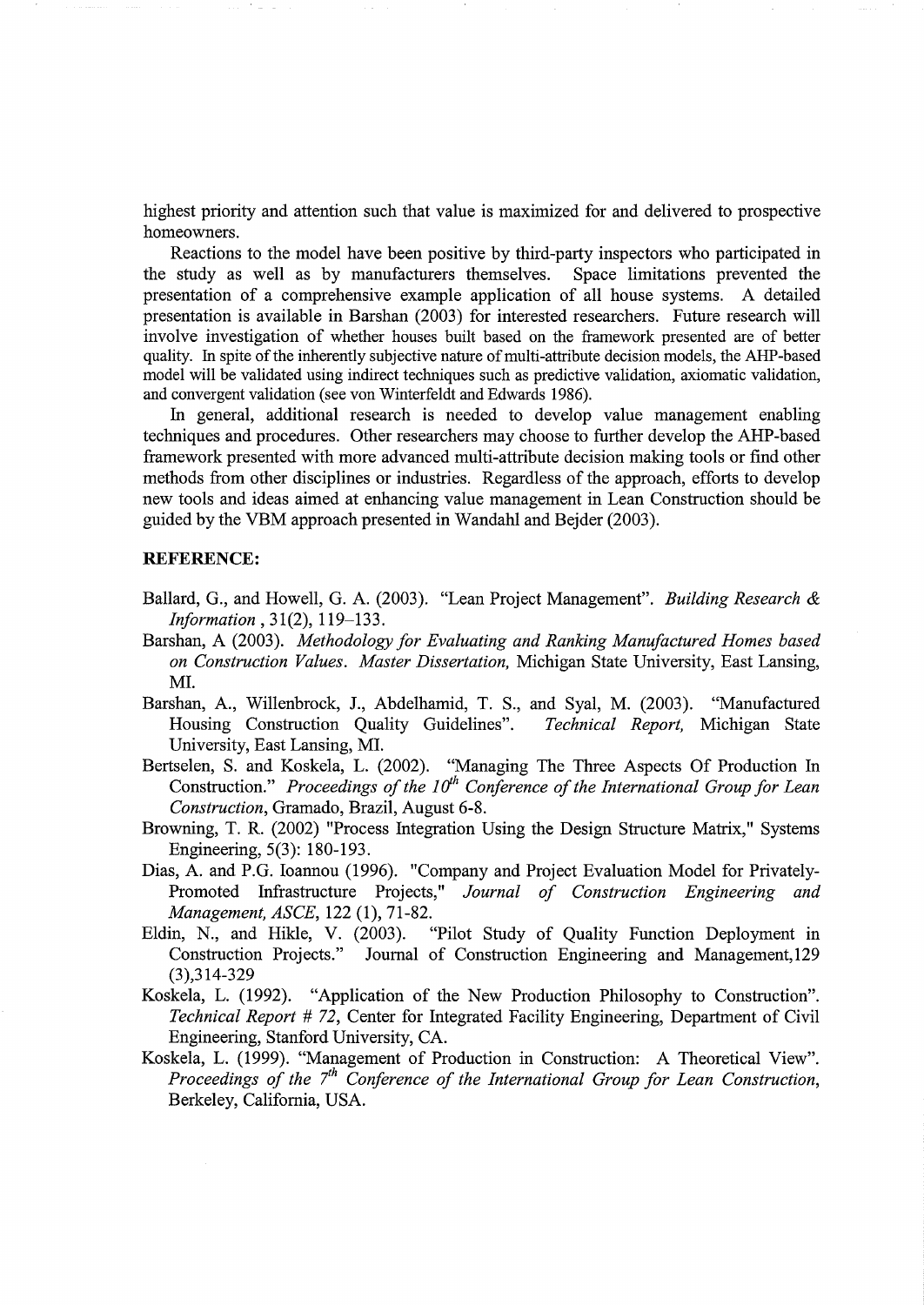highest priority and attention such that value is maximized for and delivered to prospective homeowners.

Reactions to the model have been positive by third-party inspectors who participated in the study as well as by manufacturers themselves. Space limitations prevented the presentation of a comprehensive example application of all house systems. A detailed presentation is available in Barshan (2003) for interested researchers. Future research will involve investigation of whether houses built based on the framework presented are of better quality. In spite of the inherently subjective nature of multi-attribute decision models, the AHP-based model will be validated using indirect techniques such as predictive validation, axiomatic validation, and convergent validation (see von Winterfeldt and Edwards 1986).

In general, additional research is needed to develop value management enabling techniques and procedures. Other researchers may choose to further develop the AHP-based framework presented with more advanced multi-attribute decision making tools or find other methods from other disciplines or industries. Regardless of the approach, efforts to develop new tools and ideas aimed at enhancing value management in Lean Construction should be guided by the VBM approach presented in Wandahl and Bejder (2003).

## REFERENCE:

Ballard, G., and Howell, G. A. (2003). "Lean Project Management". *Building Research & Information*, 31(2), 119–133.

Barshan, A (2003). *Methodology for Evaluating and Ranking Manufactured Homes based on Construction Values. Master Dissertation,* Michigan State University, East Lansing, MI.

Barshan, A., Willenbrock, J., Abdelhamid, T. S., and Syal, M. (2003). "Manufactured Housing Construction Quality Guidelines". *Technical Report,* Michigan State University, East Lansing, MI.

Bertselen, S. and Koskela, L. (2002). "Managing The Three Aspects Of Production In Construction." *Proceedings of the 10th Conference of the International Group for Lean Construction*, Gramado, Brazil, August 6-8.

Browning, T. R. (2002) "Process Integration Using the Design Structure Matrix," Systems Engineering, 5(3): 180-193.

Dias, A. and P.G. Ioannou (1996). "Company and Project Evaluation Model for Privately-Promoted Infrastructure Projects," *Journal of Construction Engineering and Management, ASCE,* 122 (1), 71-82.

Eldin, N., and Hikle, V. (2003). "Pilot Study of Quality Function Deployment in Construction Projects." Journal of Construction Engineering and Management,129 (3),314-329

Koskela, L. (1992). "Application of the New Production Philosophy to Construction". *Technical Report # 72,* Center for Integrated Facility Engineering, Department of Civil Engineering, Stanford University, CA.

Koskela, L. (1999). "Management of Production in Construction: A Theoretical View". *Proceedings of the 7th Conference of the International Group for Lean Construction,* Berkeley, California, USA.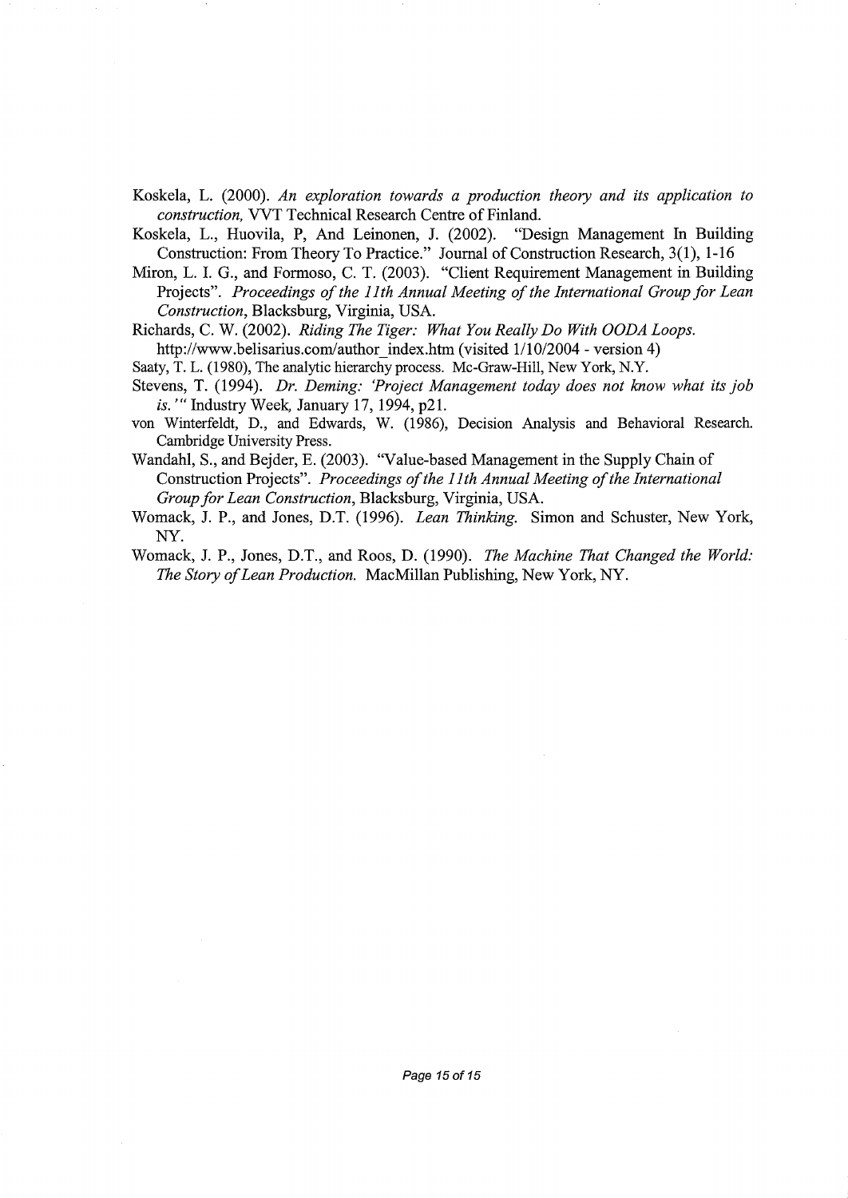Koskela, L. (2000). *An exploration towards a production theory and its application to construction,* VVT Technical Research Centre of Finland.

Koskela, L., Huovila, P, And Leinonen, J. (2002). "Design Management In Building Construction: From Theory To Practice." Journal of Construction Research, 3(1), 1-16

Miron, L. I. G., and Formoso, C. T. (2003). "Client Requirement Management in Building Projects". *Proceedings of the 11th Annual Meeting of the International Group for Lean Construction*, Blacksburg, Virginia, USA.

Richards, C. W. (2002). *Riding The Tiger: What You Really Do With OODA Loops.* http://www.belisarius.com/author_index.htm (visited 1/10/2004 - version 4)

Saaty, T. L. (1980), The analytic hierarchy process. Mc-Graw-Hill, New York, N.Y.

Stevens, T. (1994). *Dr. Deming: 'Project Management today does not know what its job is.'"* Industry Week, January 17, 1994, p21.

von Winterfeldt, D., and Edwards, W. (1986), Decision Analysis and Behavioral Research. Cambridge University Press.

Wandahl, S., and Bejder, E. (2003). "Value-based Management in the Supply Chain of Construction Projects". *Proceedings of the 11th Annual Meeting of the International Group for Lean Construction*, Blacksburg, Virginia, USA.

Womack, J. P., and Jones, D.T. (1996). *Lean Thinking.* Simon and Schuster, New York, NY.

Womack, J. P., Jones, D.T., and Roos, D. (1990). *The Machine That Changed the World: The Story of Lean Production.* MacMillan Publishing, New York, NY.